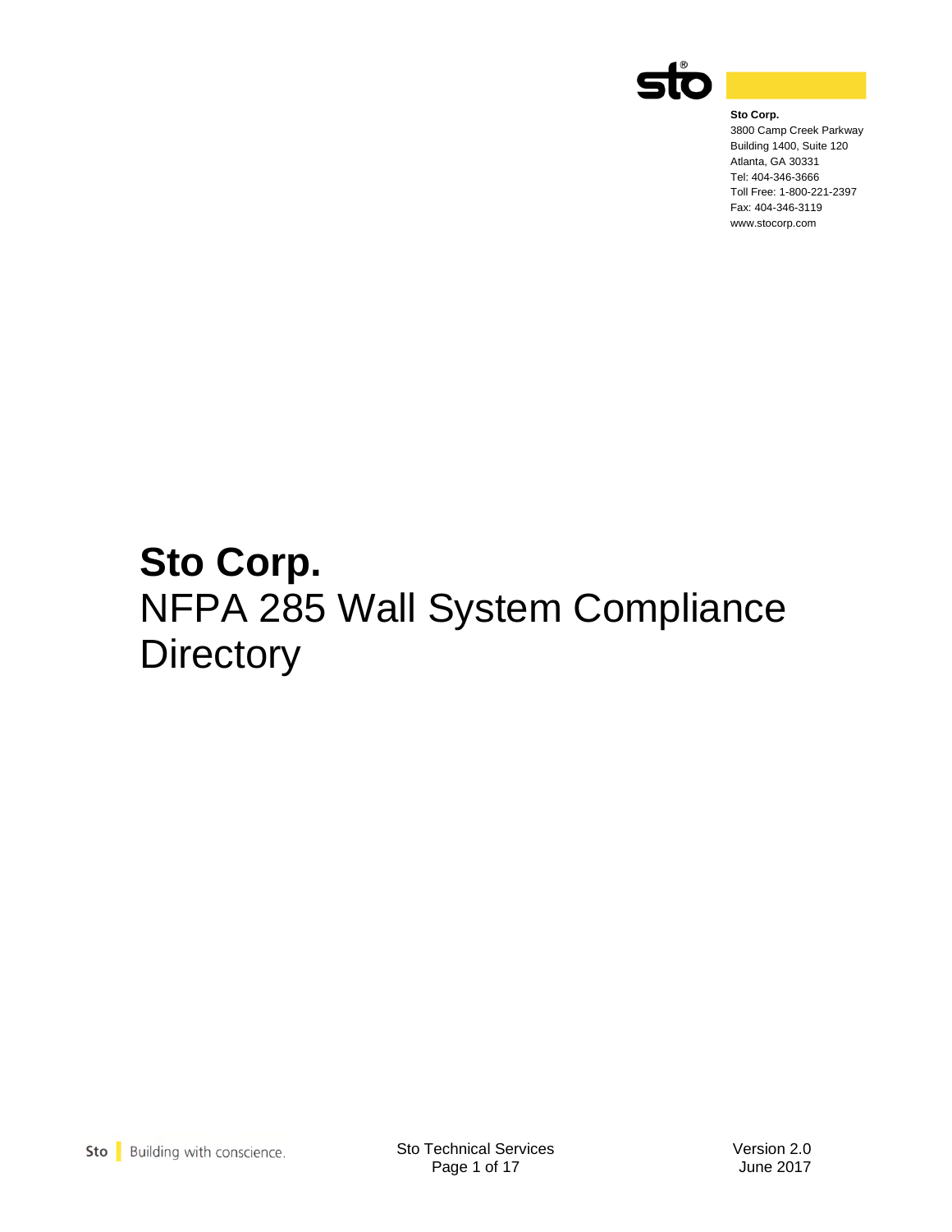**Sto Corp.**
3800 Camp Creek Parkway
Building 1400, Suite 120
Atlanta, GA 30331
Tel: 404-346-3666
Toll Free: 1-800-221-2397
Fax: 404-346-3119
www.stocorp.com

# Sto Corp.

# NFPA 285 Wall System Compliance Directory

Version 2.0
June 2017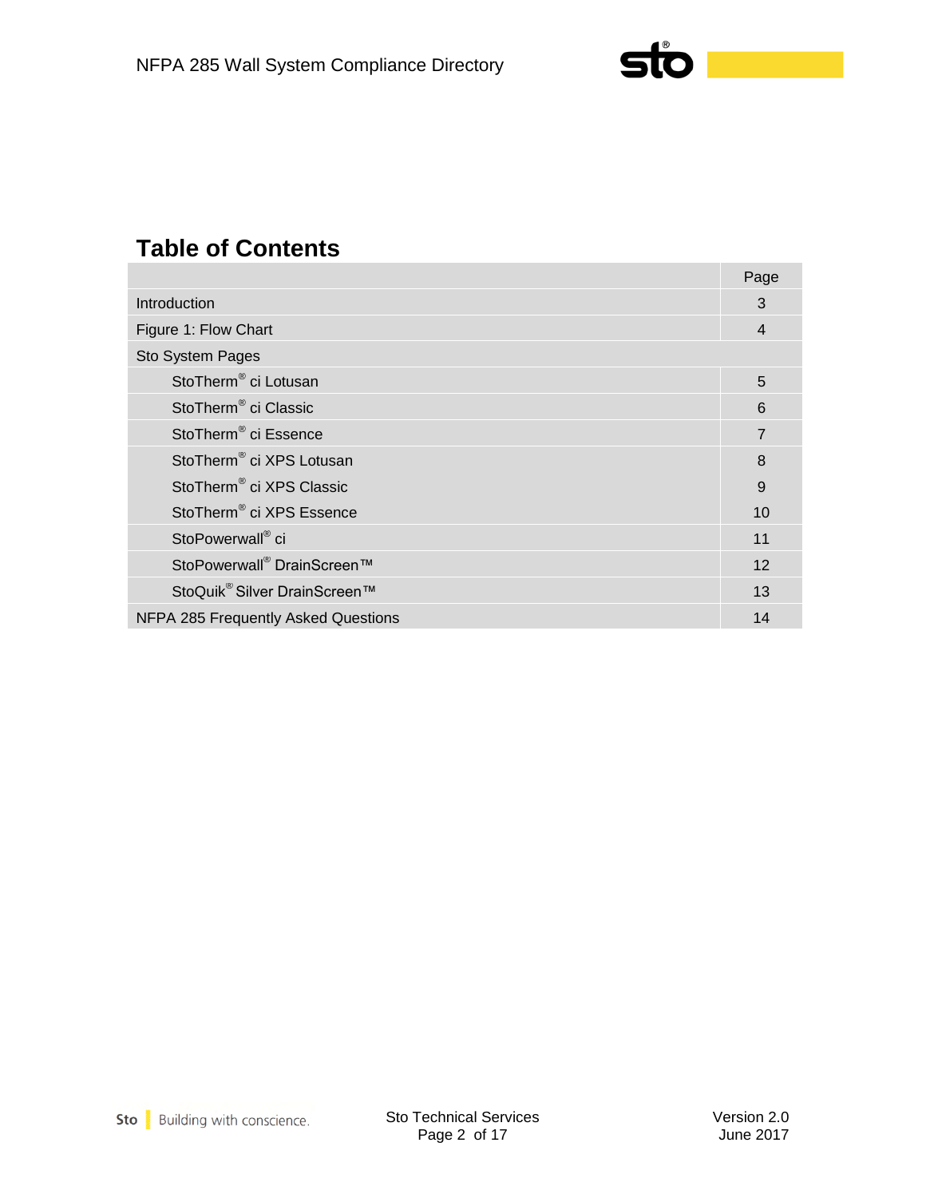## Table of Contents

| | Page |
|---|---|
| Introduction | 3 |
| Figure 1: Flow Chart | 4 |
| Sto System Pages | |
| StoTherm® ci Lotusan | 5 |
| StoTherm® ci Classic | 6 |
| StoTherm® ci Essence | 7 |
| StoTherm® ci XPS Lotusan | 8 |
| StoTherm® ci XPS Classic | 9 |
| StoTherm® ci XPS Essence | 10 |
| StoPowerwall® ci | 11 |
| StoPowerwall® DrainScreen™ | 12 |
| StoQuik® Silver DrainScreen™ | 13 |
| NFPA 285 Frequently Asked Questions | 14 |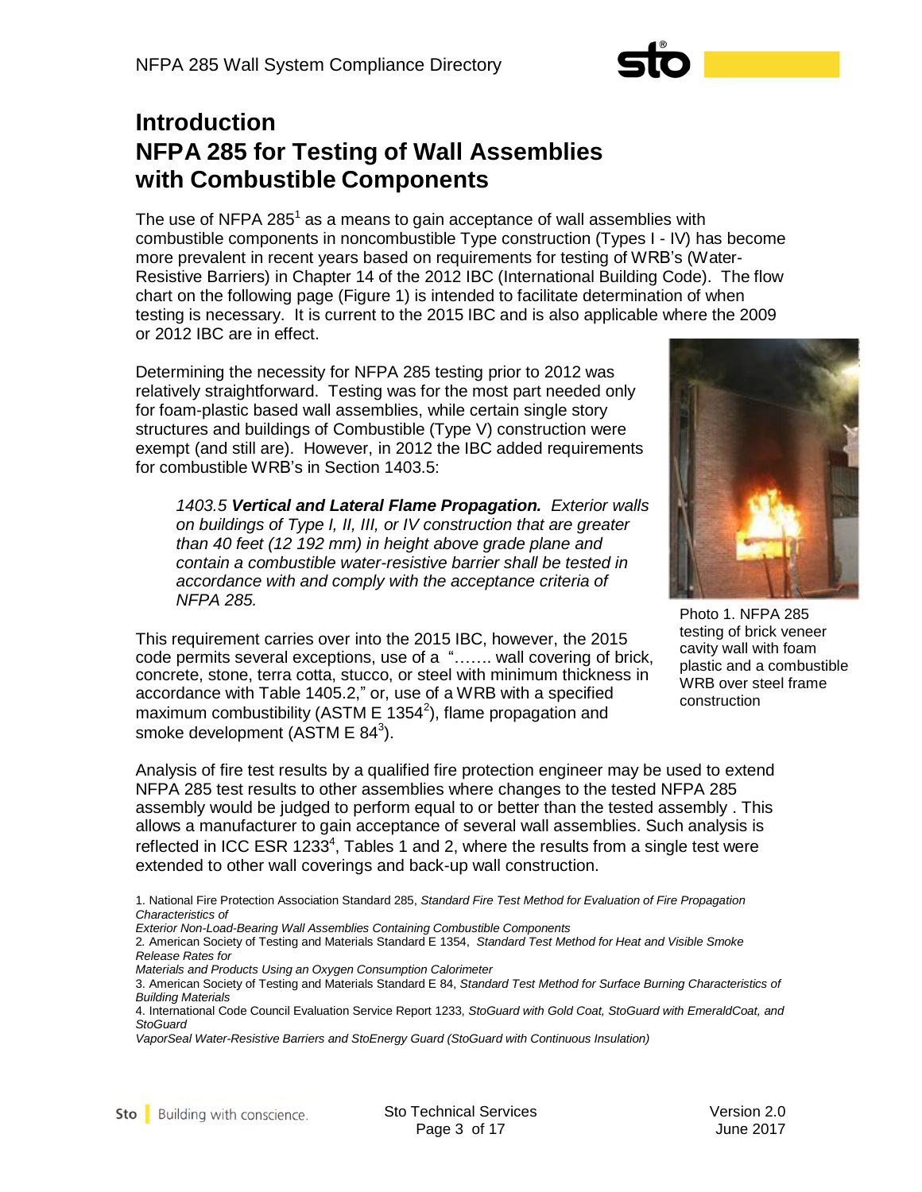# Introduction
# NFPA 285 for Testing of Wall Assemblies with Combustible Components

The use of NFPA 285[1] as a means to gain acceptance of wall assemblies with combustible components in noncombustible Type construction (Types I - IV) has become more prevalent in recent years based on requirements for testing of WRB's (Water-Resistive Barriers) in Chapter 14 of the 2012 IBC (International Building Code). The flow chart on the following page (Figure 1) is intended to facilitate determination of when testing is necessary. It is current to the 2015 IBC and is also applicable where the 2009 or 2012 IBC are in effect.

Determining the necessity for NFPA 285 testing prior to 2012 was relatively straightforward. Testing was for the most part needed only for foam-plastic based wall assemblies, while certain single story structures and buildings of Combustible (Type V) construction were exempt (and still are). However, in 2012 the IBC added requirements for combustible WRB's in Section 1403.5:

> *1403.5* ***Vertical and Lateral Flame Propagation.*** *Exterior walls on buildings of Type I, II, III, or IV construction that are greater than 40 feet (12 192 mm) in height above grade plane and contain a combustible water-resistive barrier shall be tested in accordance with and comply with the acceptance criteria of NFPA 285.*

Photo 1. NFPA 285 testing of brick veneer cavity wall with foam plastic and a combustible WRB over steel frame construction

This requirement carries over into the 2015 IBC, however, the 2015 code permits several exceptions, use of a "……. wall covering of brick, concrete, stone, terra cotta, stucco, or steel with minimum thickness in accordance with Table 1405.2," or, use of a WRB with a specified maximum combustibility (ASTM E 1354[2]), flame propagation and smoke development (ASTM E 84[3]).

Analysis of fire test results by a qualified fire protection engineer may be used to extend NFPA 285 test results to other assemblies where changes to the tested NFPA 285 assembly would be judged to perform equal to or better than the tested assembly . This allows a manufacturer to gain acceptance of several wall assemblies. Such analysis is reflected in ICC ESR 1233[4], Tables 1 and 2, where the results from a single test were extended to other wall coverings and back-up wall construction.

1. National Fire Protection Association Standard 285, *Standard Fire Test Method for Evaluation of Fire Propagation Characteristics of Exterior Non-Load-Bearing Wall Assemblies Containing Combustible Components*
2. American Society of Testing and Materials Standard E 1354, *Standard Test Method for Heat and Visible Smoke Release Rates for Materials and Products Using an Oxygen Consumption Calorimeter*
3. American Society of Testing and Materials Standard E 84, *Standard Test Method for Surface Burning Characteristics of Building Materials*
4. International Code Council Evaluation Service Report 1233, *StoGuard with Gold Coat, StoGuard with EmeraldCoat, and StoGuard VaporSeal Water-Resistive Barriers and StoEnergy Guard (StoGuard with Continuous Insulation)*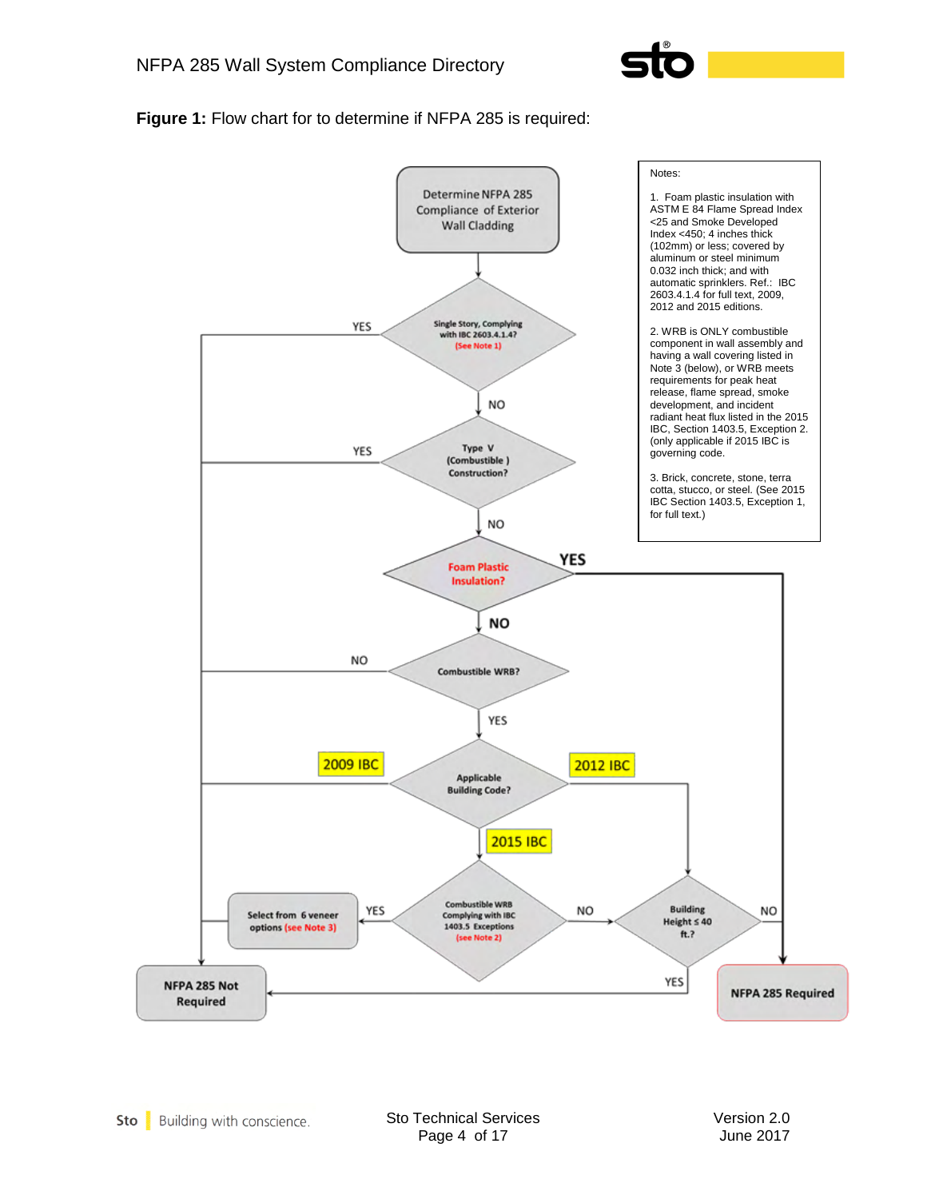**Figure 1:** Flow chart for to determine if NFPA 285 is required:

Determine NFPA 285 Compliance of Exterior Wall Cladding

Single Story, Complying with IBC 2603.4.1.4? (See Note 1) — YES → NFPA 285 Not Required; NO ↓

Type V (Combustible) Construction? — YES → NFPA 285 Not Required; NO ↓

Foam Plastic Insulation? — YES → NFPA 285 Required; NO ↓

Combustible WRB? — NO → NFPA 285 Not Required; YES ↓

Applicable Building Code? — 2009 IBC → NFPA 285 Not Required; 2012 IBC → Building Height ≤ 40 ft.?; 2015 IBC ↓

Combustible WRB Complying with IBC 1403.5 Exceptions (see Note 2) — YES → Select from 6 veneer options (see Note 3) → NFPA 285 Not Required; NO → Building Height ≤ 40 ft.?

Building Height ≤ 40 ft.? — YES → NFPA 285 Not Required; NO → NFPA 285 Required

Notes:

1. Foam plastic insulation with ASTM E 84 Flame Spread Index <25 and Smoke Developed Index <450; 4 inches thick (102mm) or less; covered by aluminum or steel minimum 0.032 inch thick; and with automatic sprinklers. Ref.: IBC 2603.4.1.4 for full text, 2009, 2012 and 2015 editions.

2. WRB is ONLY combustible component in wall assembly and having a wall covering listed in Note 3 (below), or WRB meets requirements for peak heat release, flame spread, smoke development, and incident radiant heat flux listed in the 2015 IBC, Section 1403.5, Exception 2. (only applicable if 2015 IBC is governing code.

3. Brick, concrete, stone, terra cotta, stucco, or steel. (See 2015 IBC Section 1403.5, Exception 1, for full text.)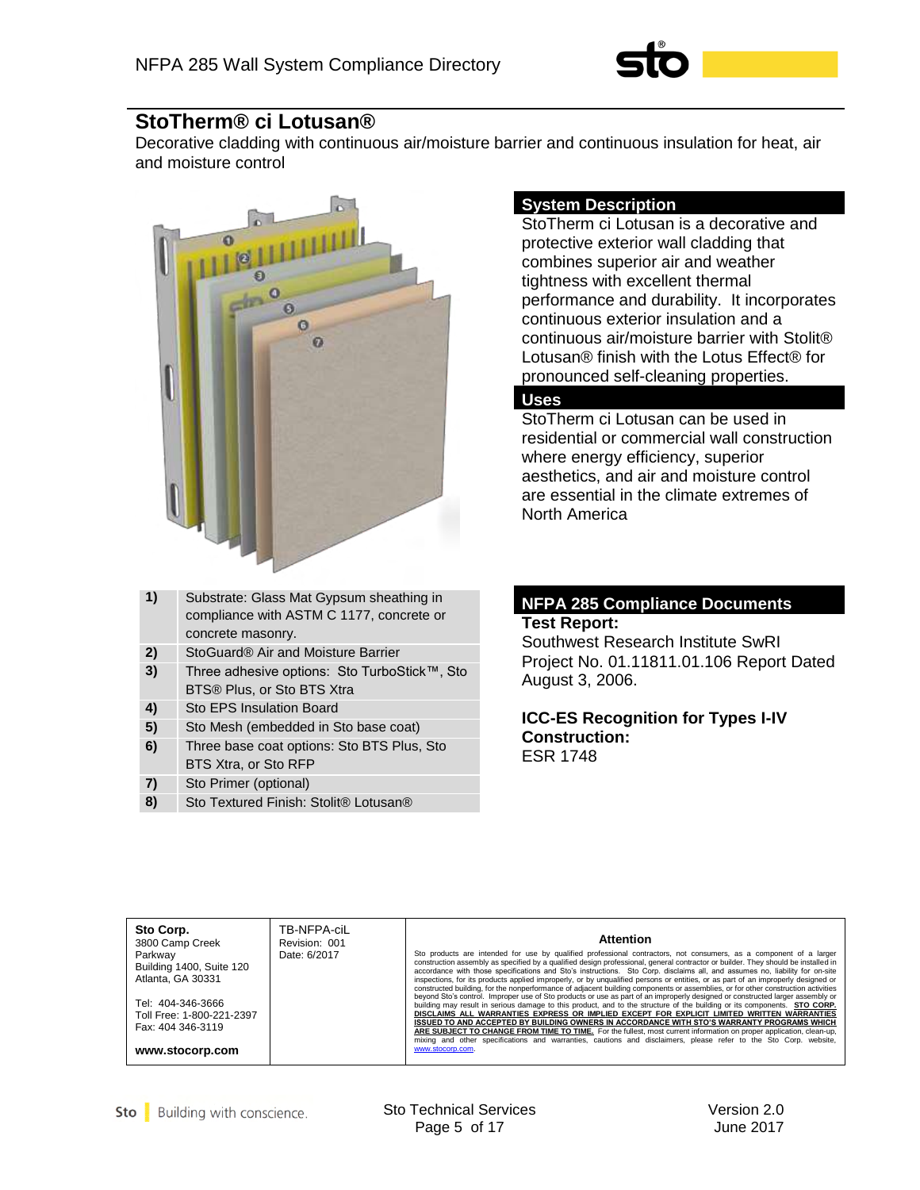## StoTherm® ci Lotusan®

Decorative cladding with continuous air/moisture barrier and continuous insulation for heat, air and moisture control

| | |
|---|---|
| **1)** | Substrate: Glass Mat Gypsum sheathing in compliance with ASTM C 1177, concrete or concrete masonry. |
| **2)** | StoGuard® Air and Moisture Barrier |
| **3)** | Three adhesive options: Sto TurboStick™, Sto BTS® Plus, or Sto BTS Xtra |
| **4)** | Sto EPS Insulation Board |
| **5)** | Sto Mesh (embedded in Sto base coat) |
| **6)** | Three base coat options: Sto BTS Plus, Sto BTS Xtra, or Sto RFP |
| **7)** | Sto Primer (optional) |
| **8)** | Sto Textured Finish: Stolit® Lotusan® |

### System Description

StoTherm ci Lotusan is a decorative and protective exterior wall cladding that combines superior air and weather tightness with excellent thermal performance and durability. It incorporates continuous exterior insulation and a continuous air/moisture barrier with Stolit® Lotusan® finish with the Lotus Effect® for pronounced self-cleaning properties.

### Uses

StoTherm ci Lotusan can be used in residential or commercial wall construction where energy efficiency, superior aesthetics, and air and moisture control are essential in the climate extremes of North America

### NFPA 285 Compliance Documents

**Test Report:**
Southwest Research Institute SwRI Project No. 01.11811.01.106 Report Dated August 3, 2006.

**ICC-ES Recognition for Types I-IV Construction:**
ESR 1748

| | | |
|---|---|---|
| **Sto Corp.**<br>3800 Camp Creek Parkway<br>Building 1400, Suite 120<br>Atlanta, GA 30331<br><br>Tel: 404-346-3666<br>Toll Free: 1-800-221-2397<br>Fax: 404 346-3119<br><br>**www.stocorp.com** | TB-NFPA-ciL<br>Revision: 001<br>Date: 6/2017 | **Attention**<br>Sto products are intended for use by qualified professional contractors, not consumers, as a component of a larger construction assembly as specified by a qualified design professional, general contractor or builder. They should be installed in accordance with those specifications and Sto's instructions. Sto Corp. disclaims all, and assumes no, liability for on-site inspections, for its products applied improperly, or by unqualified persons or entities, or as part of an improperly designed or constructed building, for the nonperformance of adjacent building components or assemblies, or for other construction activities beyond Sto's control. Improper use of Sto products or use as part of an improperly designed or constructed larger assembly or building may result in serious damage to this product, and to the structure of the building or its components. **STO CORP. DISCLAIMS ALL WARRANTIES EXPRESS OR IMPLIED EXCEPT FOR EXPLICIT LIMITED WRITTEN WARRANTIES ISSUED TO AND ACCEPTED BY BUILDING OWNERS IN ACCORDANCE WITH STO'S WARRANTY PROGRAMS WHICH ARE SUBJECT TO CHANGE FROM TIME TO TIME.** For the fullest, most current information on proper application, clean-up, mixing and other specifications and warranties, cautions and disclaimers, please refer to the Sto Corp. website, www.stocorp.com. |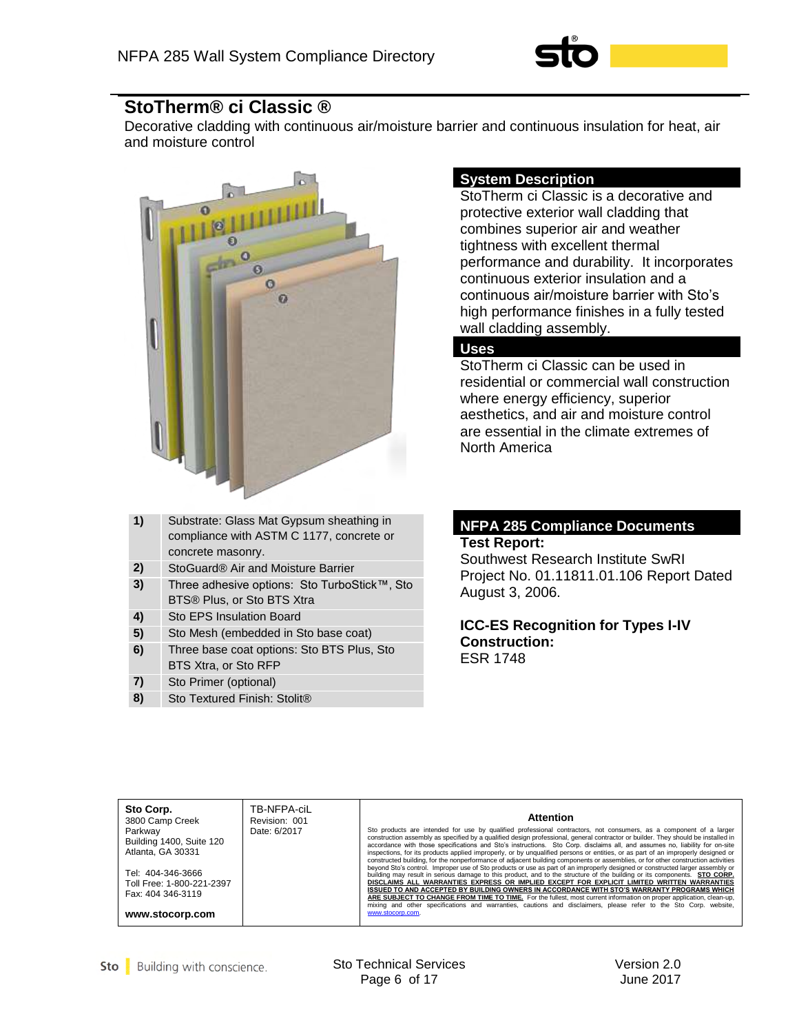# StoTherm® ci Classic ®

Decorative cladding with continuous air/moisture barrier and continuous insulation for heat, air and moisture control

## System Description

StoTherm ci Classic is a decorative and protective exterior wall cladding that combines superior air and weather tightness with excellent thermal performance and durability. It incorporates continuous exterior insulation and a continuous air/moisture barrier with Sto's high performance finishes in a fully tested wall cladding assembly.

## Uses

StoTherm ci Classic can be used in residential or commercial wall construction where energy efficiency, superior aesthetics, and air and moisture control are essential in the climate extremes of North America

| | |
|---|---|
| 1) | Substrate: Glass Mat Gypsum sheathing in compliance with ASTM C 1177, concrete or concrete masonry. |
| 2) | StoGuard® Air and Moisture Barrier |
| 3) | Three adhesive options: Sto TurboStick™, Sto BTS® Plus, or Sto BTS Xtra |
| 4) | Sto EPS Insulation Board |
| 5) | Sto Mesh (embedded in Sto base coat) |
| 6) | Three base coat options: Sto BTS Plus, Sto BTS Xtra, or Sto RFP |
| 7) | Sto Primer (optional) |
| 8) | Sto Textured Finish: Stolit® |

## NFPA 285 Compliance Documents

**Test Report:**
Southwest Research Institute SwRI Project No. 01.11811.01.106 Report Dated August 3, 2006.

**ICC-ES Recognition for Types I-IV Construction:**
ESR 1748

| Sto Corp.<br>3800 Camp Creek Parkway<br>Building 1400, Suite 120<br>Atlanta, GA 30331<br><br>Tel: 404-346-3666<br>Toll Free: 1-800-221-2397<br>Fax: 404 346-3119<br><br>**www.stocorp.com** | TB-NFPA-ciL<br>Revision: 001<br>Date: 6/2017 | **Attention**<br>Sto products are intended for use by qualified professional contractors, not consumers, as a component of a larger construction assembly as specified by a qualified design professional, general contractor or builder. They should be installed in accordance with those specifications and Sto's instructions. Sto Corp. disclaims all, and assumes no, liability for on-site inspections, for its products applied improperly, or by unqualified persons or entities, or as part of an improperly designed or constructed building, for the nonperformance of adjacent building components or assemblies, or for other construction activities beyond Sto's control. Improper use of Sto products or use as part of an improperly designed or constructed larger assembly or building may result in serious damage to this product, and to the structure of the building or its components. **STO CORP. DISCLAIMS ALL WARRANTIES EXPRESS OR IMPLIED EXCEPT FOR EXPLICIT LIMITED WRITTEN WARRANTIES ISSUED TO AND ACCEPTED BY BUILDING OWNERS IN ACCORDANCE WITH STO'S WARRANTY PROGRAMS WHICH ARE SUBJECT TO CHANGE FROM TIME TO TIME.** For the fullest, most current information on proper application, clean-up, mixing and other specifications and warranties, cautions and disclaimers, please refer to the Sto Corp. website, www.stocorp.com. |
|---|---|---|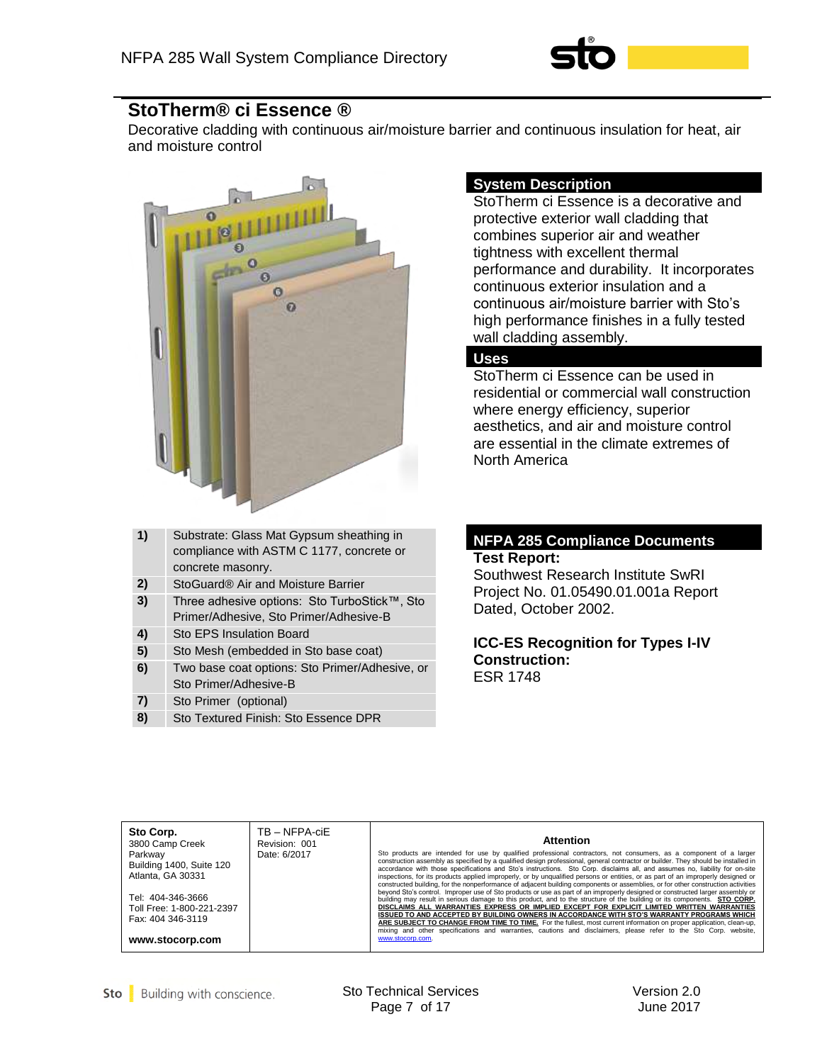# StoTherm® ci Essence ®

Decorative cladding with continuous air/moisture barrier and continuous insulation for heat, air and moisture control

| | |
|---|---|
| 1) | Substrate: Glass Mat Gypsum sheathing in compliance with ASTM C 1177, concrete or concrete masonry. |
| 2) | StoGuard® Air and Moisture Barrier |
| 3) | Three adhesive options: Sto TurboStick™, Sto Primer/Adhesive, Sto Primer/Adhesive-B |
| 4) | Sto EPS Insulation Board |
| 5) | Sto Mesh (embedded in Sto base coat) |
| 6) | Two base coat options: Sto Primer/Adhesive, or Sto Primer/Adhesive-B |
| 7) | Sto Primer (optional) |
| 8) | Sto Textured Finish: Sto Essence DPR |

## System Description

StoTherm ci Essence is a decorative and protective exterior wall cladding that combines superior air and weather tightness with excellent thermal performance and durability. It incorporates continuous exterior insulation and a continuous air/moisture barrier with Sto's high performance finishes in a fully tested wall cladding assembly.

## Uses

StoTherm ci Essence can be used in residential or commercial wall construction where energy efficiency, superior aesthetics, and air and moisture control are essential in the climate extremes of North America

## NFPA 285 Compliance Documents

**Test Report:**

Southwest Research Institute SwRI Project No. 01.05490.01.001a Report Dated, October 2002.

**ICC-ES Recognition for Types I-IV Construction:**

ESR 1748

| Sto Corp.<br>3800 Camp Creek Parkway<br>Building 1400, Suite 120<br>Atlanta, GA 30331<br><br>Tel: 404-346-3666<br>Toll Free: 1-800-221-2397<br>Fax: 404 346-3119<br><br>**www.stocorp.com** | TB – NFPA-ciE<br>Revision: 001<br>Date: 6/2017 | **Attention**<br><br>Sto products are intended for use by qualified professional contractors, not consumers, as a component of a larger construction assembly as specified by a qualified design professional, general contractor or builder. They should be installed in accordance with those specifications and Sto's instructions. Sto Corp. disclaims all, and assumes no, liability for on-site inspections, for its products applied improperly, or by unqualified persons or entities, or as part of an improperly designed or constructed building, for the nonperformance of adjacent building components or assemblies, or for other construction activities beyond Sto's control. Improper use of Sto products or use as part of an improperly designed or constructed larger assembly or building may result in serious damage to this product, and to the structure of the building or its components. **STO CORP. DISCLAIMS ALL WARRANTIES EXPRESS OR IMPLIED EXCEPT FOR EXPLICIT LIMITED WRITTEN WARRANTIES ISSUED TO AND ACCEPTED BY BUILDING OWNERS IN ACCORDANCE WITH STO'S WARRANTY PROGRAMS WHICH ARE SUBJECT TO CHANGE FROM TIME TO TIME.** For the fullest, most current information on proper application, clean-up, mixing and other specifications and warranties, cautions and disclaimers, please refer to the Sto Corp. website, www.stocorp.com. |
|---|---|---|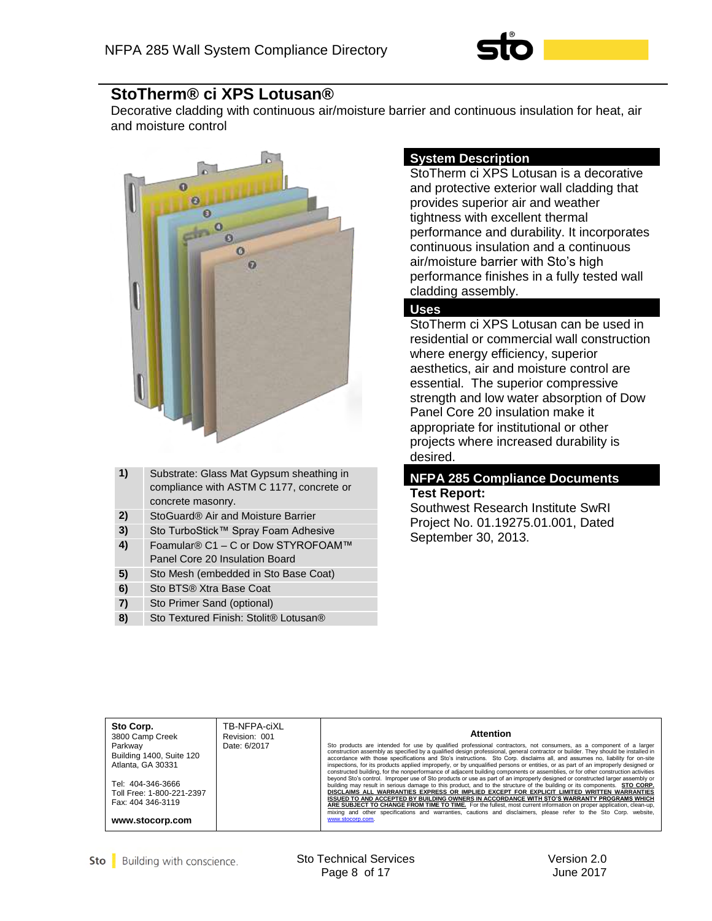## StoTherm® ci XPS Lotusan®

Decorative cladding with continuous air/moisture barrier and continuous insulation for heat, air and moisture control

| | |
|---|---|
| 1) | Substrate: Glass Mat Gypsum sheathing in compliance with ASTM C 1177, concrete or concrete masonry. |
| 2) | StoGuard® Air and Moisture Barrier |
| 3) | Sto TurboStick™ Spray Foam Adhesive |
| 4) | Foamular® C1 – C or Dow STYROFOAM™ Panel Core 20 Insulation Board |
| 5) | Sto Mesh (embedded in Sto Base Coat) |
| 6) | Sto BTS® Xtra Base Coat |
| 7) | Sto Primer Sand (optional) |
| 8) | Sto Textured Finish: Stolit® Lotusan® |

### System Description

StoTherm ci XPS Lotusan is a decorative and protective exterior wall cladding that provides superior air and weather tightness with excellent thermal performance and durability. It incorporates continuous insulation and a continuous air/moisture barrier with Sto's high performance finishes in a fully tested wall cladding assembly.

### Uses

StoTherm ci XPS Lotusan can be used in residential or commercial wall construction where energy efficiency, superior aesthetics, air and moisture control are essential. The superior compressive strength and low water absorption of Dow Panel Core 20 insulation make it appropriate for institutional or other projects where increased durability is desired.

### NFPA 285 Compliance Documents

**Test Report:**

Southwest Research Institute SwRI Project No. 01.19275.01.001, Dated September 30, 2013.

| | | |
|---|---|---|
| **Sto Corp.**<br>3800 Camp Creek Parkway<br>Building 1400, Suite 120<br>Atlanta, GA 30331<br><br>Tel: 404-346-3666<br>Toll Free: 1-800-221-2397<br>Fax: 404 346-3119<br><br>**www.stocorp.com** | TB-NFPA-ciXL<br>Revision: 001<br>Date: 6/2017 | **Attention**<br><br>Sto products are intended for use by qualified professional contractors, not consumers, as a component of a larger construction assembly as specified by a qualified design professional, general contractor or builder. They should be installed in accordance with those specifications and Sto's instructions. Sto Corp. disclaims all, and assumes no, liability for on-site inspections, for its products applied improperly, or by unqualified persons or entities, or as part of an improperly designed or constructed building, for the nonperformance of adjacent building components or assemblies, or for other construction activities beyond Sto's control. Improper use of Sto products or use as part of an improperly designed or constructed larger assembly or building may result in serious damage to this product, and to the structure of the building or its components. **STO CORP. DISCLAIMS ALL WARRANTIES EXPRESS OR IMPLIED EXCEPT FOR EXPLICIT LIMITED WRITTEN WARRANTIES ISSUED TO AND ACCEPTED BY BUILDING OWNERS IN ACCORDANCE WITH STO'S WARRANTY PROGRAMS WHICH ARE SUBJECT TO CHANGE FROM TIME TO TIME.** For the fullest, most current information on proper application, clean-up, mixing and other specifications and warranties, cautions and disclaimers, please refer to the Sto Corp. website, www.stocorp.com. |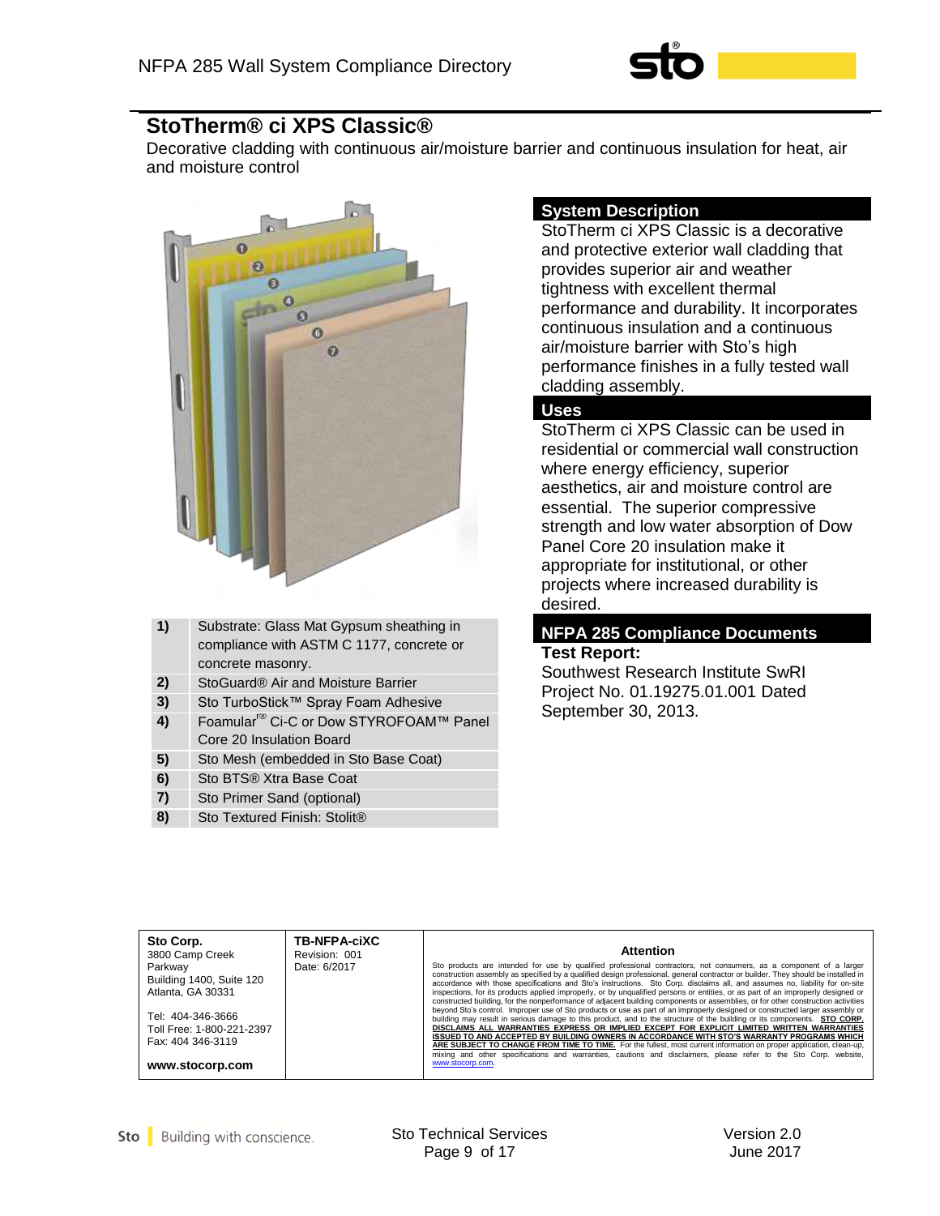## StoTherm® ci XPS Classic®

Decorative cladding with continuous air/moisture barrier and continuous insulation for heat, air and moisture control

| | |
|---|---|
| 1) | Substrate: Glass Mat Gypsum sheathing in compliance with ASTM C 1177, concrete or concrete masonry. |
| 2) | StoGuard® Air and Moisture Barrier |
| 3) | Sto TurboStick™ Spray Foam Adhesive |
| 4) | Foamular® Ci-C or Dow STYROFOAM™ Panel Core 20 Insulation Board |
| 5) | Sto Mesh (embedded in Sto Base Coat) |
| 6) | Sto BTS® Xtra Base Coat |
| 7) | Sto Primer Sand (optional) |
| 8) | Sto Textured Finish: Stolit® |

### System Description

StoTherm ci XPS Classic is a decorative and protective exterior wall cladding that provides superior air and weather tightness with excellent thermal performance and durability. It incorporates continuous insulation and a continuous air/moisture barrier with Sto's high performance finishes in a fully tested wall cladding assembly.

### Uses

StoTherm ci XPS Classic can be used in residential or commercial wall construction where energy efficiency, superior aesthetics, air and moisture control are essential. The superior compressive strength and low water absorption of Dow Panel Core 20 insulation make it appropriate for institutional, or other projects where increased durability is desired.

### NFPA 285 Compliance Documents

**Test Report:**

Southwest Research Institute SwRI Project No. 01.19275.01.001 Dated September 30, 2013.

| **Sto Corp.**<br>3800 Camp Creek Parkway<br>Building 1400, Suite 120<br>Atlanta, GA 30331<br><br>Tel: 404-346-3666<br>Toll Free: 1-800-221-2397<br>Fax: 404 346-3119<br><br>**www.stocorp.com** | **TB-NFPA-ciXC**<br>Revision: 001<br>Date: 6/2017 | **Attention**<br>Sto products are intended for use by qualified professional contractors, not consumers, as a component of a larger construction assembly as specified by a qualified design professional, general contractor or builder. They should be installed in accordance with those specifications and Sto's instructions. Sto Corp. disclaims all, and assumes no, liability for on-site inspections, for its products applied improperly, or by unqualified persons or entities, or as part of an improperly designed or constructed building, for the nonperformance of adjacent building components or assemblies, or for other construction activities beyond Sto's control. Improper use of Sto products or use as part of an improperly designed or constructed larger assembly or building may result in serious damage to this product, and to the structure of the building or its components. **STO CORP. DISCLAIMS ALL WARRANTIES EXPRESS OR IMPLIED EXCEPT FOR EXPLICIT LIMITED WRITTEN WARRANTIES ISSUED TO AND ACCEPTED BY BUILDING OWNERS IN ACCORDANCE WITH STO'S WARRANTY PROGRAMS WHICH ARE SUBJECT TO CHANGE FROM TIME TO TIME.** For the fullest, most current information on proper application, clean-up, mixing and other specifications and warranties, cautions and disclaimers, please refer to the Sto Corp. website, www.stocorp.com. |
|---|---|---|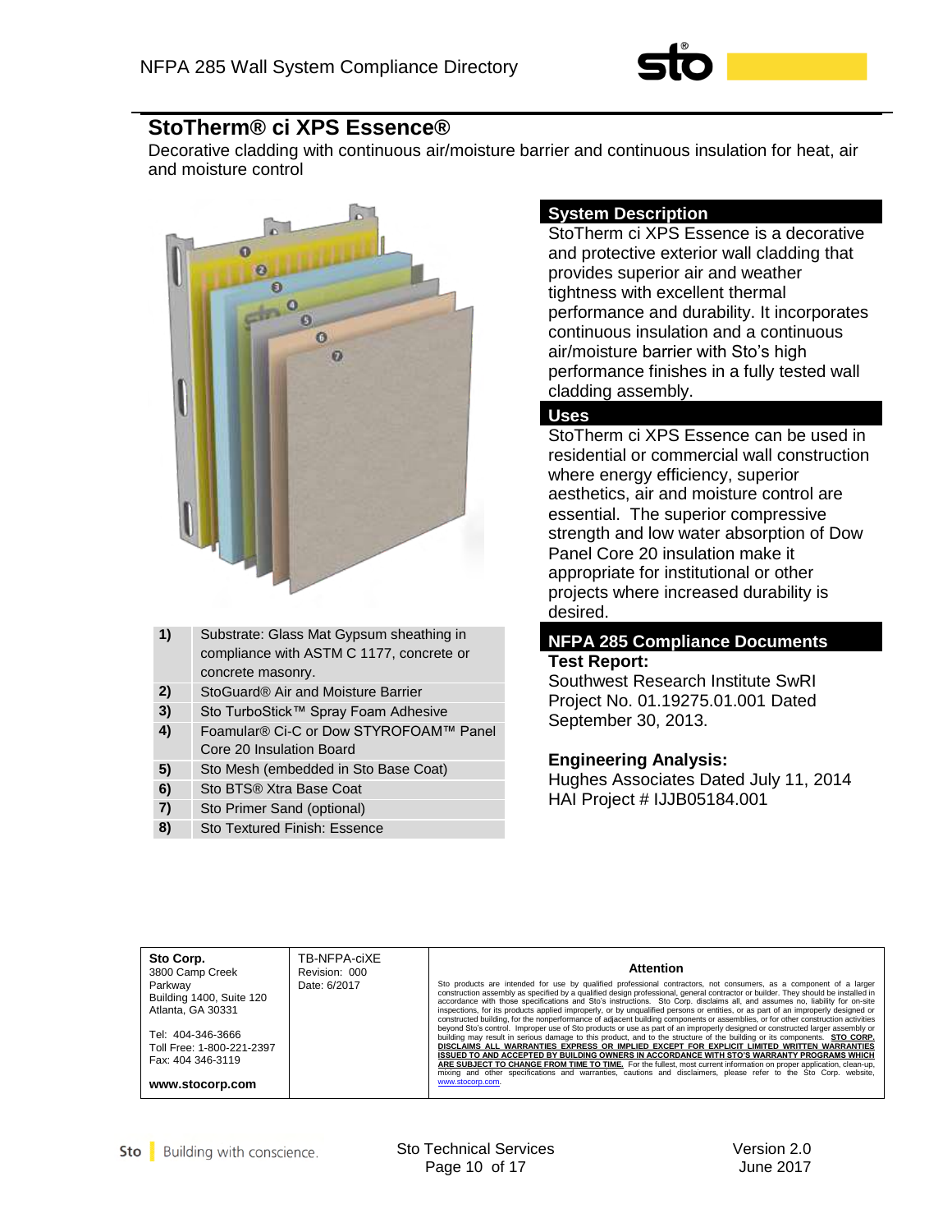## StoTherm® ci XPS Essence®

Decorative cladding with continuous air/moisture barrier and continuous insulation for heat, air and moisture control

| | |
|---|---|
| 1) | Substrate: Glass Mat Gypsum sheathing in compliance with ASTM C 1177, concrete or concrete masonry. |
| 2) | StoGuard® Air and Moisture Barrier |
| 3) | Sto TurboStick™ Spray Foam Adhesive |
| 4) | Foamular® Ci-C or Dow STYROFOAM™ Panel Core 20 Insulation Board |
| 5) | Sto Mesh (embedded in Sto Base Coat) |
| 6) | Sto BTS® Xtra Base Coat |
| 7) | Sto Primer Sand (optional) |
| 8) | Sto Textured Finish: Essence |

### System Description

StoTherm ci XPS Essence is a decorative and protective exterior wall cladding that provides superior air and weather tightness with excellent thermal performance and durability. It incorporates continuous insulation and a continuous air/moisture barrier with Sto's high performance finishes in a fully tested wall cladding assembly.

### Uses

StoTherm ci XPS Essence can be used in residential or commercial wall construction where energy efficiency, superior aesthetics, air and moisture control are essential. The superior compressive strength and low water absorption of Dow Panel Core 20 insulation make it appropriate for institutional or other projects where increased durability is desired.

### NFPA 285 Compliance Documents

**Test Report:**
Southwest Research Institute SwRI Project No. 01.19275.01.001 Dated September 30, 2013.

**Engineering Analysis:**
Hughes Associates Dated July 11, 2014
HAI Project # IJJB05184.001

| | | |
|---|---|---|
| **Sto Corp.**<br>3800 Camp Creek Parkway<br>Building 1400, Suite 120<br>Atlanta, GA 30331<br><br>Tel: 404-346-3666<br>Toll Free: 1-800-221-2397<br>Fax: 404 346-3119<br><br>**www.stocorp.com** | TB-NFPA-ciXE<br>Revision: 000<br>Date: 6/2017 | **Attention**<br>Sto products are intended for use by qualified professional contractors, not consumers, as a component of a larger construction assembly as specified by a qualified design professional, general contractor or builder. They should be installed in accordance with those specifications and Sto's instructions. Sto Corp. disclaims all, and assumes no, liability for on-site inspections, for its products applied improperly, or by unqualified persons or entities, or as part of an improperly designed or constructed building, for the nonperformance of adjacent building components or assemblies, or for other construction activities beyond Sto's control. Improper use of Sto products or use as part of an improperly designed or constructed larger assembly or building may result in serious damage to this product, and to the structure of the building or its components. **STO CORP. DISCLAIMS ALL WARRANTIES EXPRESS OR IMPLIED EXCEPT FOR EXPLICIT LIMITED WRITTEN WARRANTIES ISSUED TO AND ACCEPTED BY BUILDING OWNERS IN ACCORDANCE WITH STO'S WARRANTY PROGRAMS WHICH ARE SUBJECT TO CHANGE FROM TIME TO TIME.** For the fullest, most current information on proper application, clean-up, mixing and other specifications and warranties, cautions and disclaimers, please refer to the Sto Corp. website, www.stocorp.com. |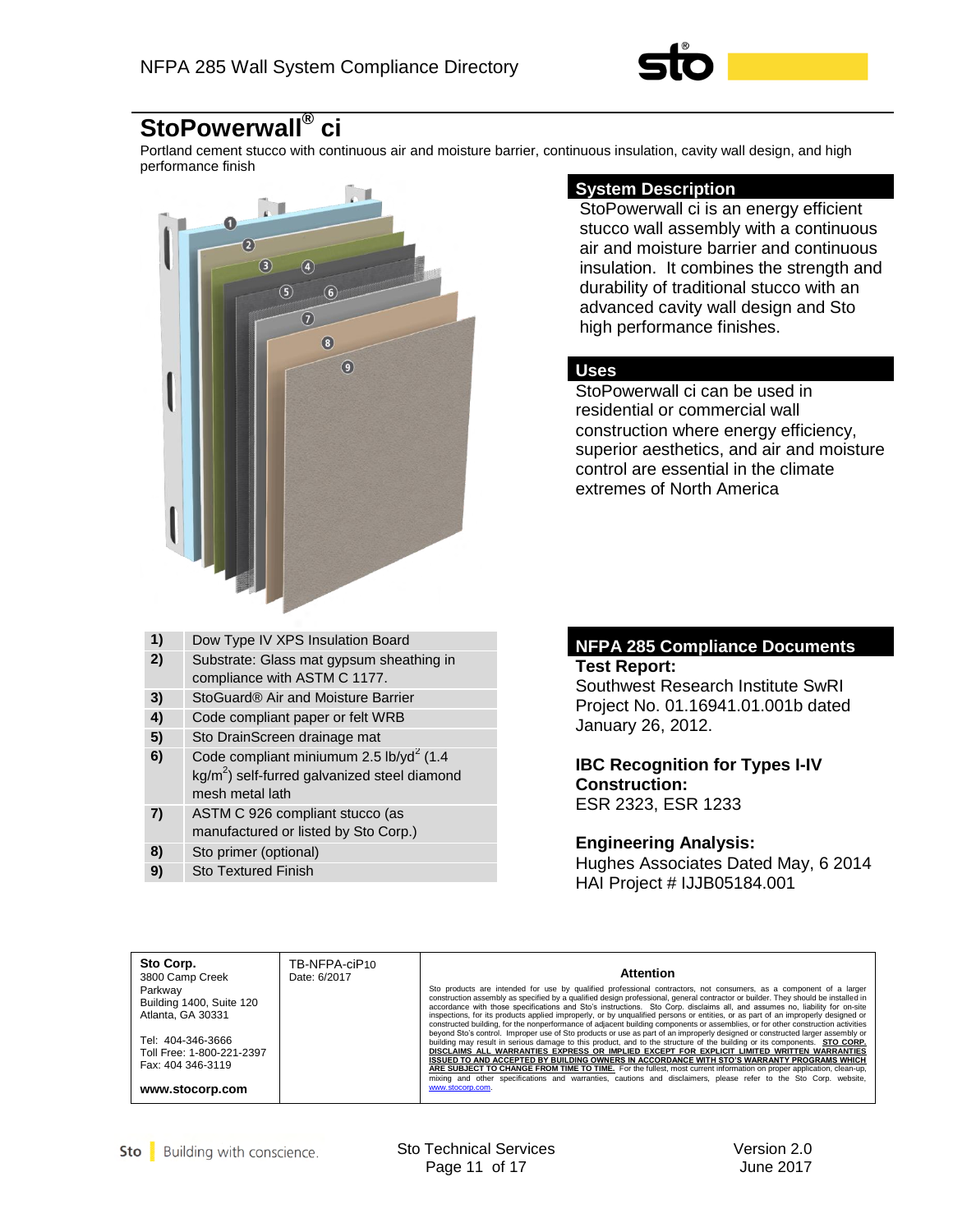# StoPowerwall® ci

Portland cement stucco with continuous air and moisture barrier, continuous insulation, cavity wall design, and high performance finish

## System Description

StoPowerwall ci is an energy efficient stucco wall assembly with a continuous air and moisture barrier and continuous insulation. It combines the strength and durability of traditional stucco with an advanced cavity wall design and Sto high performance finishes.

## Uses

StoPowerwall ci can be used in residential or commercial wall construction where energy efficiency, superior aesthetics, and air and moisture control are essential in the climate extremes of North America

| | |
|---|---|
| **1)** | Dow Type IV XPS Insulation Board |
| **2)** | Substrate: Glass mat gypsum sheathing in compliance with ASTM C 1177. |
| **3)** | StoGuard® Air and Moisture Barrier |
| **4)** | Code compliant paper or felt WRB |
| **5)** | Sto DrainScreen drainage mat |
| **6)** | Code compliant miniumum 2.5 $lb/yd^2$ (1.4 $kg/m^2$) self-furred galvanized steel diamond mesh metal lath |
| **7)** | ASTM C 926 compliant stucco (as manufactured or listed by Sto Corp.) |
| **8)** | Sto primer (optional) |
| **9)** | Sto Textured Finish |

## NFPA 285 Compliance Documents

**Test Report:**
Southwest Research Institute SwRI Project No. 01.16941.01.001b dated January 26, 2012.

**IBC Recognition for Types I-IV Construction:**
ESR 2323, ESR 1233

**Engineering Analysis:**
Hughes Associates Dated May, 6 2014
HAI Project # IJJB05184.001

| **Sto Corp.**<br>3800 Camp Creek Parkway<br>Building 1400, Suite 120<br>Atlanta, GA 30331<br><br>Tel: 404-346-3666<br>Toll Free: 1-800-221-2397<br>Fax: 404 346-3119<br><br>**www.stocorp.com** | TB-NFPA-ciP10<br>Date: 6/2017 | **Attention**<br><br>Sto products are intended for use by qualified professional contractors, not consumers, as a component of a larger construction assembly as specified by a qualified design professional, general contractor or builder. They should be installed in accordance with those specifications and Sto's instructions. Sto Corp. disclaims all, and assumes no, liability for on-site inspections, for its products applied improperly, or by unqualified persons or entities, or as part of an improperly designed or constructed building, for the nonperformance of adjacent building components or assemblies, or for other construction activities beyond Sto's control. Improper use of Sto products or use as part of an improperly designed or constructed larger assembly or building may result in serious damage to this product, and to the structure of the building or its components. **STO CORP. DISCLAIMS ALL WARRANTIES EXPRESS OR IMPLIED EXCEPT FOR EXPLICIT LIMITED WRITTEN WARRANTIES ISSUED TO AND ACCEPTED BY BUILDING OWNERS IN ACCORDANCE WITH STO'S WARRANTY PROGRAMS WHICH ARE SUBJECT TO CHANGE FROM TIME TO TIME.** For the fullest, most current information on proper application, clean-up, mixing and other specifications and warranties, cautions and disclaimers, please refer to the Sto Corp. website, www.stocorp.com. |
|---|---|---|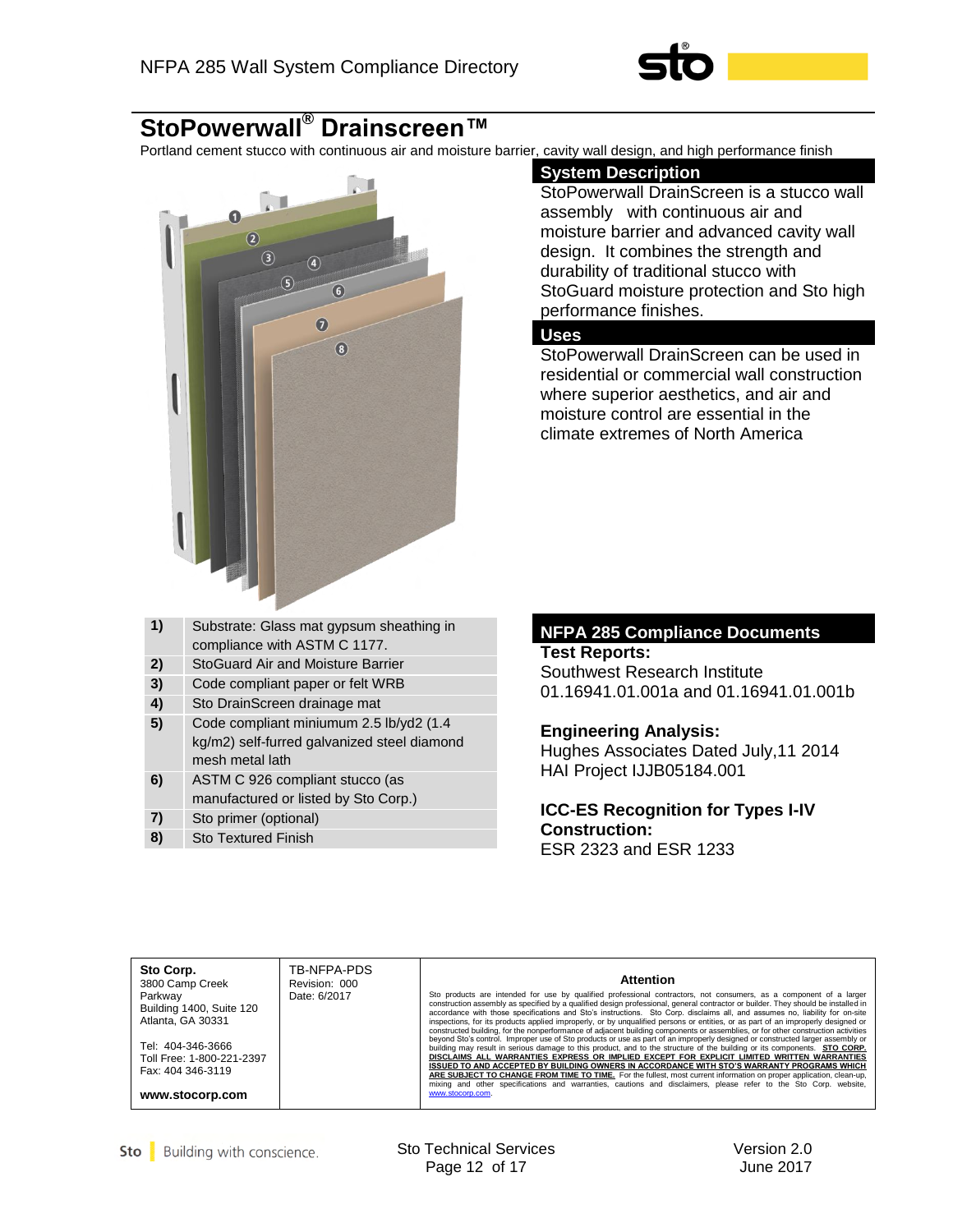# StoPowerwall® Drainscreen™

Portland cement stucco with continuous air and moisture barrier, cavity wall design, and high performance finish

## System Description

StoPowerwall DrainScreen is a stucco wall assembly with continuous air and moisture barrier and advanced cavity wall design. It combines the strength and durability of traditional stucco with StoGuard moisture protection and Sto high performance finishes.

## Uses

StoPowerwall DrainScreen can be used in residential or commercial wall construction where superior aesthetics, and air and moisture control are essential in the climate extremes of North America

| | |
|---|---|
| 1) | Substrate: Glass mat gypsum sheathing in compliance with ASTM C 1177. |
| 2) | StoGuard Air and Moisture Barrier |
| 3) | Code compliant paper or felt WRB |
| 4) | Sto DrainScreen drainage mat |
| 5) | Code compliant miniumum 2.5 lb/yd2 (1.4 kg/m2) self-furred galvanized steel diamond mesh metal lath |
| 6) | ASTM C 926 compliant stucco (as manufactured or listed by Sto Corp.) |
| 7) | Sto primer (optional) |
| 8) | Sto Textured Finish |

## NFPA 285 Compliance Documents

**Test Reports:**
Southwest Research Institute
01.16941.01.001a and 01.16941.01.001b

**Engineering Analysis:**
Hughes Associates Dated July,11 2014
HAI Project IJJB05184.001

**ICC-ES Recognition for Types I-IV Construction:**
ESR 2323 and ESR 1233

| Sto Corp. 3800 Camp Creek Parkway Building 1400, Suite 120 Atlanta, GA 30331 Tel: 404-346-3666 Toll Free: 1-800-221-2397 Fax: 404 346-3119 **www.stocorp.com** | TB-NFPA-PDS Revision: 000 Date: 6/2017 | **Attention** Sto products are intended for use by qualified professional contractors, not consumers, as a component of a larger construction assembly as specified by a qualified design professional, general contractor or builder. They should be installed in accordance with those specifications and Sto's instructions. Sto Corp. disclaims all, and assumes no, liability for on-site inspections, for its products applied improperly, or by unqualified persons or entities, or as part of an improperly designed or constructed building, for the nonperformance of adjacent building components or assemblies, or for other construction activities beyond Sto's control. Improper use of Sto products or use as part of an improperly designed or constructed larger assembly or building may result in serious damage to this product, and to the structure of the building or its components. **STO CORP. DISCLAIMS ALL WARRANTIES EXPRESS OR IMPLIED EXCEPT FOR EXPLICIT LIMITED WRITTEN WARRANTIES ISSUED TO AND ACCEPTED BY BUILDING OWNERS IN ACCORDANCE WITH STO'S WARRANTY PROGRAMS WHICH ARE SUBJECT TO CHANGE FROM TIME TO TIME.** For the fullest, most current information on proper application, clean-up, mixing and other specifications and warranties, cautions and disclaimers, please refer to the Sto Corp. website, www.stocorp.com. |
|---|---|---|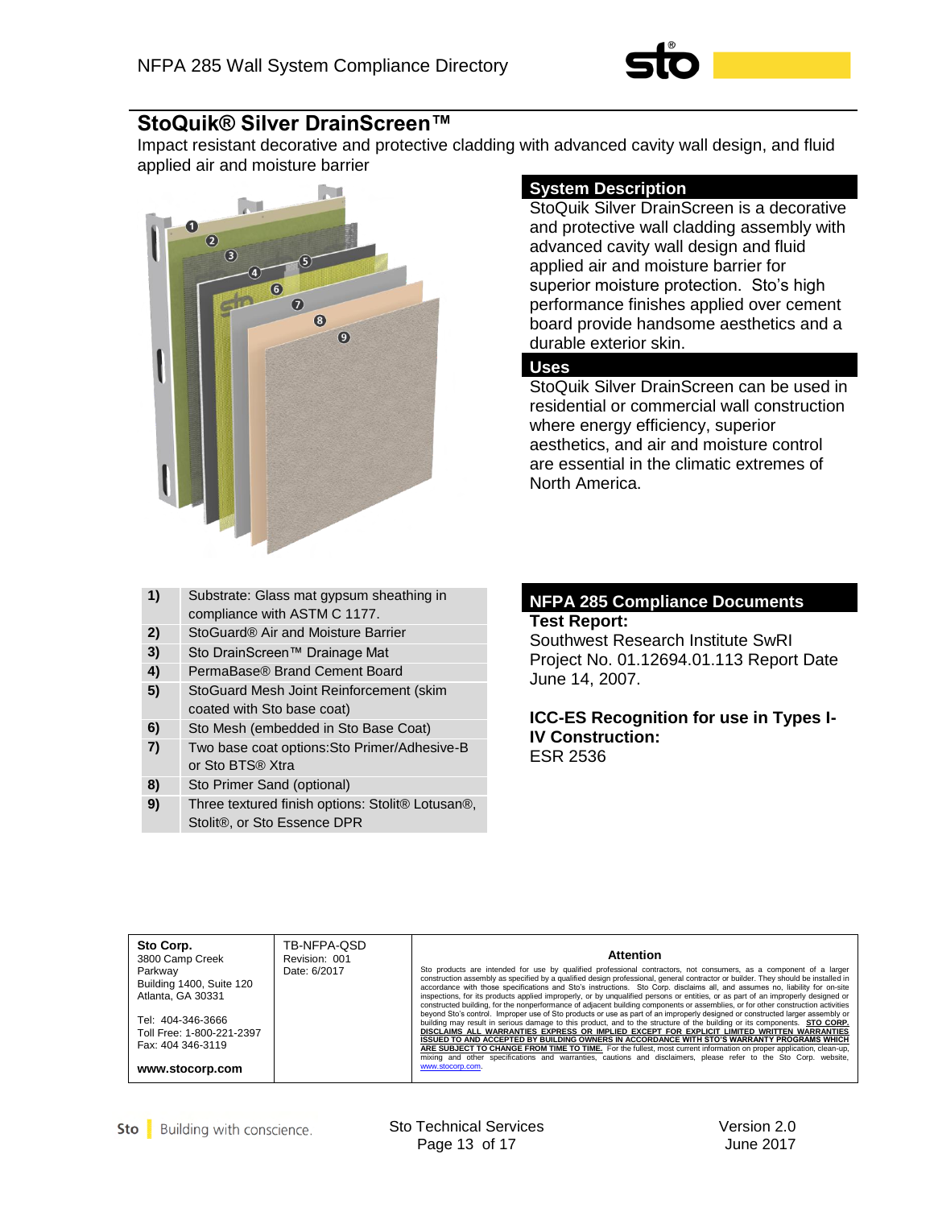## StoQuik® Silver DrainScreen™

Impact resistant decorative and protective cladding with advanced cavity wall design, and fluid applied air and moisture barrier

### System Description

StoQuik Silver DrainScreen is a decorative and protective wall cladding assembly with advanced cavity wall design and fluid applied air and moisture barrier for superior moisture protection. Sto's high performance finishes applied over cement board provide handsome aesthetics and a durable exterior skin.

### Uses

StoQuik Silver DrainScreen can be used in residential or commercial wall construction where energy efficiency, superior aesthetics, and air and moisture control are essential in the climatic extremes of North America.

| | |
|---|---|
| **1)** | Substrate: Glass mat gypsum sheathing in compliance with ASTM C 1177. |
| **2)** | StoGuard® Air and Moisture Barrier |
| **3)** | Sto DrainScreen™ Drainage Mat |
| **4)** | PermaBase® Brand Cement Board |
| **5)** | StoGuard Mesh Joint Reinforcement (skim coated with Sto base coat) |
| **6)** | Sto Mesh (embedded in Sto Base Coat) |
| **7)** | Two base coat options:Sto Primer/Adhesive-B or Sto BTS® Xtra |
| **8)** | Sto Primer Sand (optional) |
| **9)** | Three textured finish options: Stolit® Lotusan®, Stolit®, or Sto Essence DPR |

### NFPA 285 Compliance Documents

**Test Report:**
Southwest Research Institute SwRI Project No. 01.12694.01.113 Report Date June 14, 2007.

**ICC-ES Recognition for use in Types I-IV Construction:**
ESR 2536

| | | |
|---|---|---|
| **Sto Corp.**<br>3800 Camp Creek Parkway<br>Building 1400, Suite 120<br>Atlanta, GA 30331<br><br>Tel: 404-346-3666<br>Toll Free: 1-800-221-2397<br>Fax: 404 346-3119<br><br>**www.stocorp.com** | TB-NFPA-QSD<br>Revision: 001<br>Date: 6/2017 | **Attention**<br>Sto products are intended for use by qualified professional contractors, not consumers, as a component of a larger construction assembly as specified by a qualified design professional, general contractor or builder. They should be installed in accordance with those specifications and Sto's instructions. Sto Corp. disclaims all, and assumes no, liability for on-site inspections, for its products applied improperly, or by unqualified persons or entities, or as part of an improperly designed or constructed building, for the nonperformance of adjacent building components or assemblies, or for other construction activities beyond Sto's control. Improper use of Sto products or use as part of an improperly designed or constructed larger assembly or building may result in serious damage to this product, and to the structure of the building or its components. **STO CORP. DISCLAIMS ALL WARRANTIES EXPRESS OR IMPLIED EXCEPT FOR EXPLICIT LIMITED WRITTEN WARRANTIES ISSUED TO AND ACCEPTED BY BUILDING OWNERS IN ACCORDANCE WITH STO'S WARRANTY PROGRAMS WHICH ARE SUBJECT TO CHANGE FROM TIME TO TIME.** For the fullest, most current information on proper application, clean-up, mixing and other specifications and warranties, cautions and disclaimers, please refer to the Sto Corp. website, www.stocorp.com. |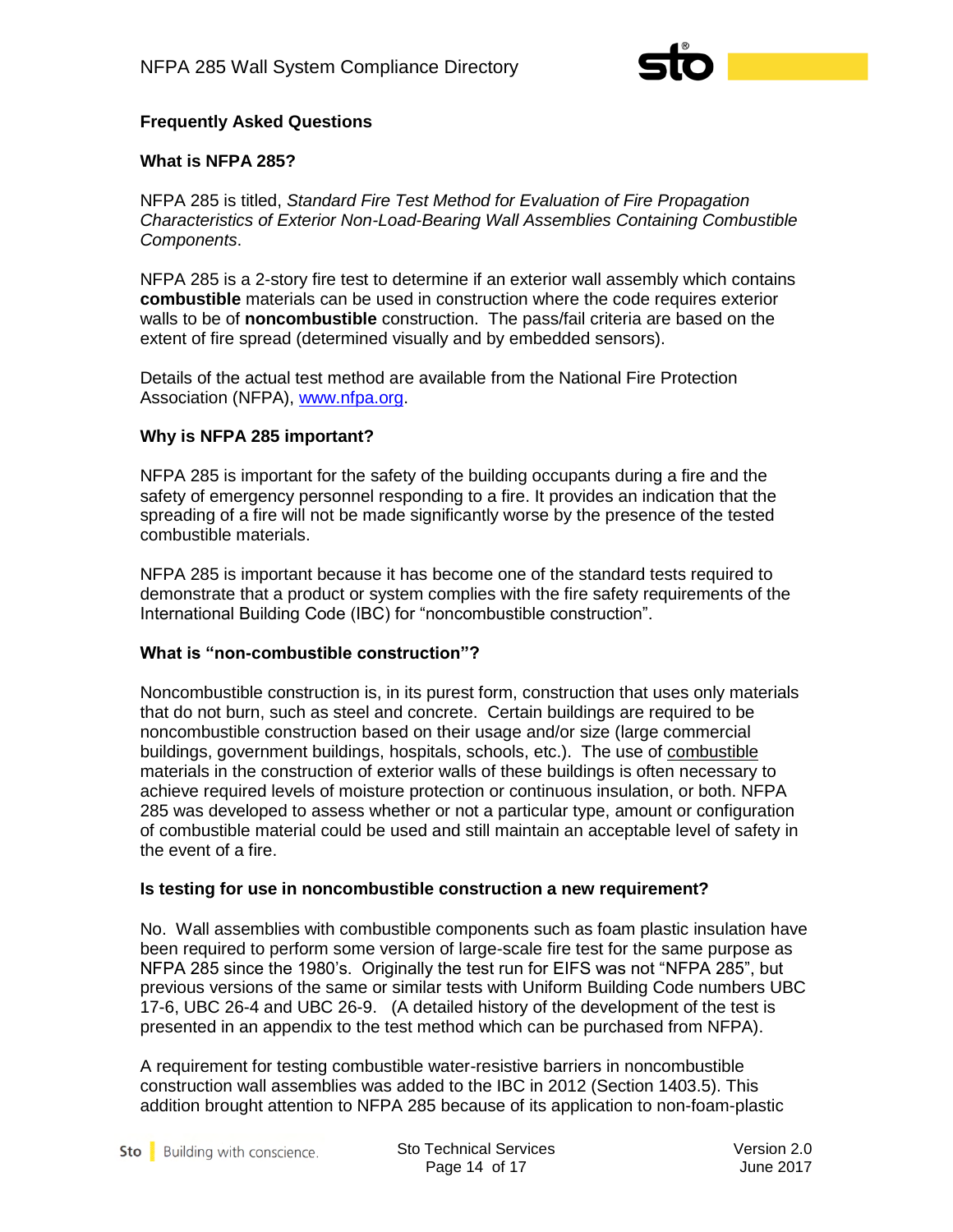## Frequently Asked Questions

### What is NFPA 285?

NFPA 285 is titled, *Standard Fire Test Method for Evaluation of Fire Propagation Characteristics of Exterior Non-Load-Bearing Wall Assemblies Containing Combustible Components*.

NFPA 285 is a 2-story fire test to determine if an exterior wall assembly which contains **combustible** materials can be used in construction where the code requires exterior walls to be of **noncombustible** construction. The pass/fail criteria are based on the extent of fire spread (determined visually and by embedded sensors).

Details of the actual test method are available from the National Fire Protection Association (NFPA), www.nfpa.org.

### Why is NFPA 285 important?

NFPA 285 is important for the safety of the building occupants during a fire and the safety of emergency personnel responding to a fire. It provides an indication that the spreading of a fire will not be made significantly worse by the presence of the tested combustible materials.

NFPA 285 is important because it has become one of the standard tests required to demonstrate that a product or system complies with the fire safety requirements of the International Building Code (IBC) for "noncombustible construction".

### What is "non-combustible construction"?

Noncombustible construction is, in its purest form, construction that uses only materials that do not burn, such as steel and concrete. Certain buildings are required to be noncombustible construction based on their usage and/or size (large commercial buildings, government buildings, hospitals, schools, etc.). The use of combustible materials in the construction of exterior walls of these buildings is often necessary to achieve required levels of moisture protection or continuous insulation, or both. NFPA 285 was developed to assess whether or not a particular type, amount or configuration of combustible material could be used and still maintain an acceptable level of safety in the event of a fire.

### Is testing for use in noncombustible construction a new requirement?

No. Wall assemblies with combustible components such as foam plastic insulation have been required to perform some version of large-scale fire test for the same purpose as NFPA 285 since the 1980's. Originally the test run for EIFS was not "NFPA 285", but previous versions of the same or similar tests with Uniform Building Code numbers UBC 17-6, UBC 26-4 and UBC 26-9. (A detailed history of the development of the test is presented in an appendix to the test method which can be purchased from NFPA).

A requirement for testing combustible water-resistive barriers in noncombustible construction wall assemblies was added to the IBC in 2012 (Section 1403.5). This addition brought attention to NFPA 285 because of its application to non-foam-plastic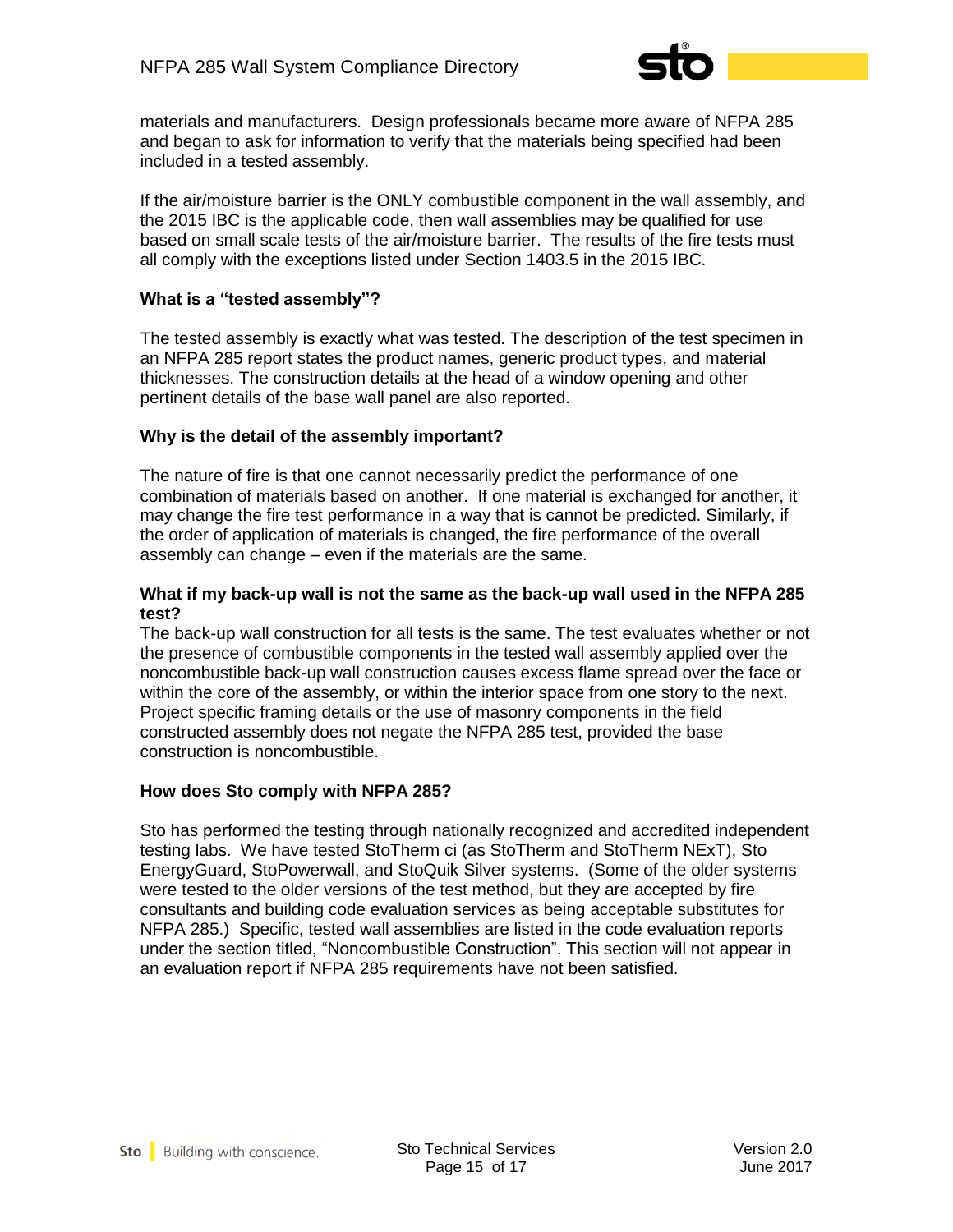materials and manufacturers. Design professionals became more aware of NFPA 285 and began to ask for information to verify that the materials being specified had been included in a tested assembly.

If the air/moisture barrier is the ONLY combustible component in the wall assembly, and the 2015 IBC is the applicable code, then wall assemblies may be qualified for use based on small scale tests of the air/moisture barrier. The results of the fire tests must all comply with the exceptions listed under Section 1403.5 in the 2015 IBC.

### What is a "tested assembly"?

The tested assembly is exactly what was tested. The description of the test specimen in an NFPA 285 report states the product names, generic product types, and material thicknesses. The construction details at the head of a window opening and other pertinent details of the base wall panel are also reported.

### Why is the detail of the assembly important?

The nature of fire is that one cannot necessarily predict the performance of one combination of materials based on another. If one material is exchanged for another, it may change the fire test performance in a way that is cannot be predicted. Similarly, if the order of application of materials is changed, the fire performance of the overall assembly can change – even if the materials are the same.

### What if my back-up wall is not the same as the back-up wall used in the NFPA 285 test?

The back-up wall construction for all tests is the same. The test evaluates whether or not the presence of combustible components in the tested wall assembly applied over the noncombustible back-up wall construction causes excess flame spread over the face or within the core of the assembly, or within the interior space from one story to the next. Project specific framing details or the use of masonry components in the field constructed assembly does not negate the NFPA 285 test, provided the base construction is noncombustible.

### How does Sto comply with NFPA 285?

Sto has performed the testing through nationally recognized and accredited independent testing labs. We have tested StoTherm ci (as StoTherm and StoTherm NExT), Sto EnergyGuard, StoPowerwall, and StoQuik Silver systems. (Some of the older systems were tested to the older versions of the test method, but they are accepted by fire consultants and building code evaluation services as being acceptable substitutes for NFPA 285.) Specific, tested wall assemblies are listed in the code evaluation reports under the section titled, "Noncombustible Construction". This section will not appear in an evaluation report if NFPA 285 requirements have not been satisfied.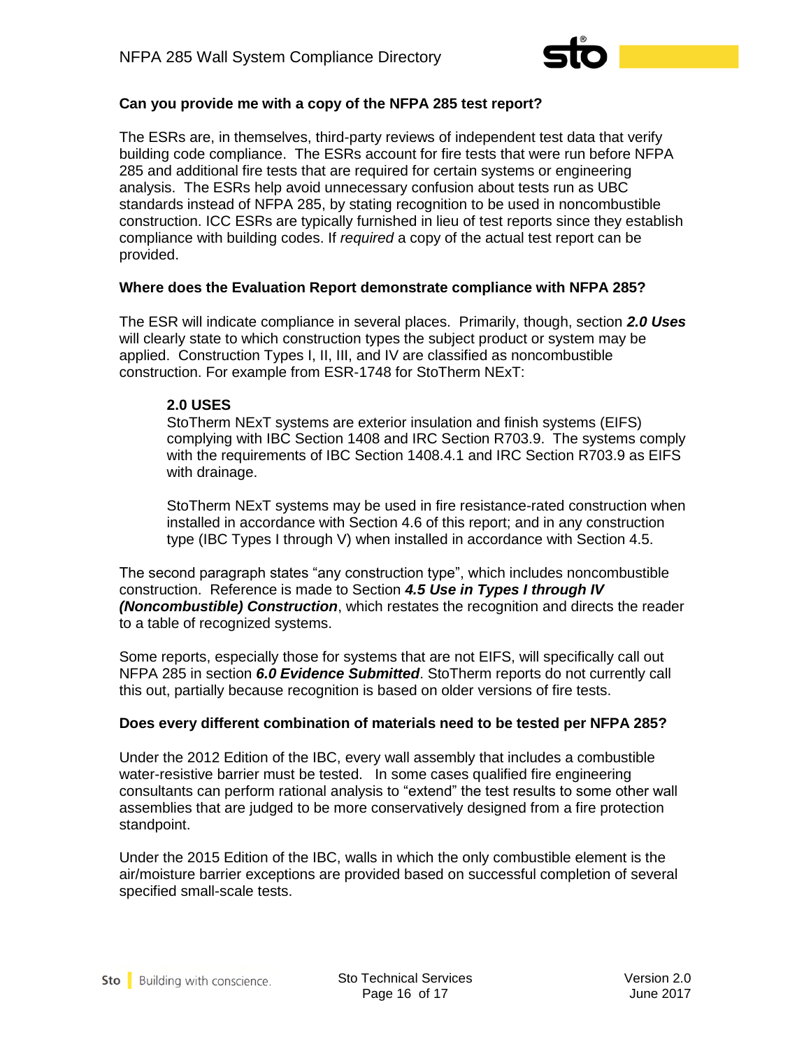**Can you provide me with a copy of the NFPA 285 test report?**

The ESRs are, in themselves, third-party reviews of independent test data that verify building code compliance. The ESRs account for fire tests that were run before NFPA 285 and additional fire tests that are required for certain systems or engineering analysis. The ESRs help avoid unnecessary confusion about tests run as UBC standards instead of NFPA 285, by stating recognition to be used in noncombustible construction. ICC ESRs are typically furnished in lieu of test reports since they establish compliance with building codes. If *required* a copy of the actual test report can be provided.

**Where does the Evaluation Report demonstrate compliance with NFPA 285?**

The ESR will indicate compliance in several places. Primarily, though, section ***2.0 Uses*** will clearly state to which construction types the subject product or system may be applied. Construction Types I, II, III, and IV are classified as noncombustible construction. For example from ESR-1748 for StoTherm NExT:

> **2.0 USES**
> StoTherm NExT systems are exterior insulation and finish systems (EIFS) complying with IBC Section 1408 and IRC Section R703.9. The systems comply with the requirements of IBC Section 1408.4.1 and IRC Section R703.9 as EIFS with drainage.
>
> StoTherm NExT systems may be used in fire resistance-rated construction when installed in accordance with Section 4.6 of this report; and in any construction type (IBC Types I through V) when installed in accordance with Section 4.5.

The second paragraph states "any construction type", which includes noncombustible construction. Reference is made to Section ***4.5 Use in Types I through IV (Noncombustible) Construction***, which restates the recognition and directs the reader to a table of recognized systems.

Some reports, especially those for systems that are not EIFS, will specifically call out NFPA 285 in section ***6.0 Evidence Submitted***. StoTherm reports do not currently call this out, partially because recognition is based on older versions of fire tests.

**Does every different combination of materials need to be tested per NFPA 285?**

Under the 2012 Edition of the IBC, every wall assembly that includes a combustible water-resistive barrier must be tested. In some cases qualified fire engineering consultants can perform rational analysis to "extend" the test results to some other wall assemblies that are judged to be more conservatively designed from a fire protection standpoint.

Under the 2015 Edition of the IBC, walls in which the only combustible element is the air/moisture barrier exceptions are provided based on successful completion of several specified small-scale tests.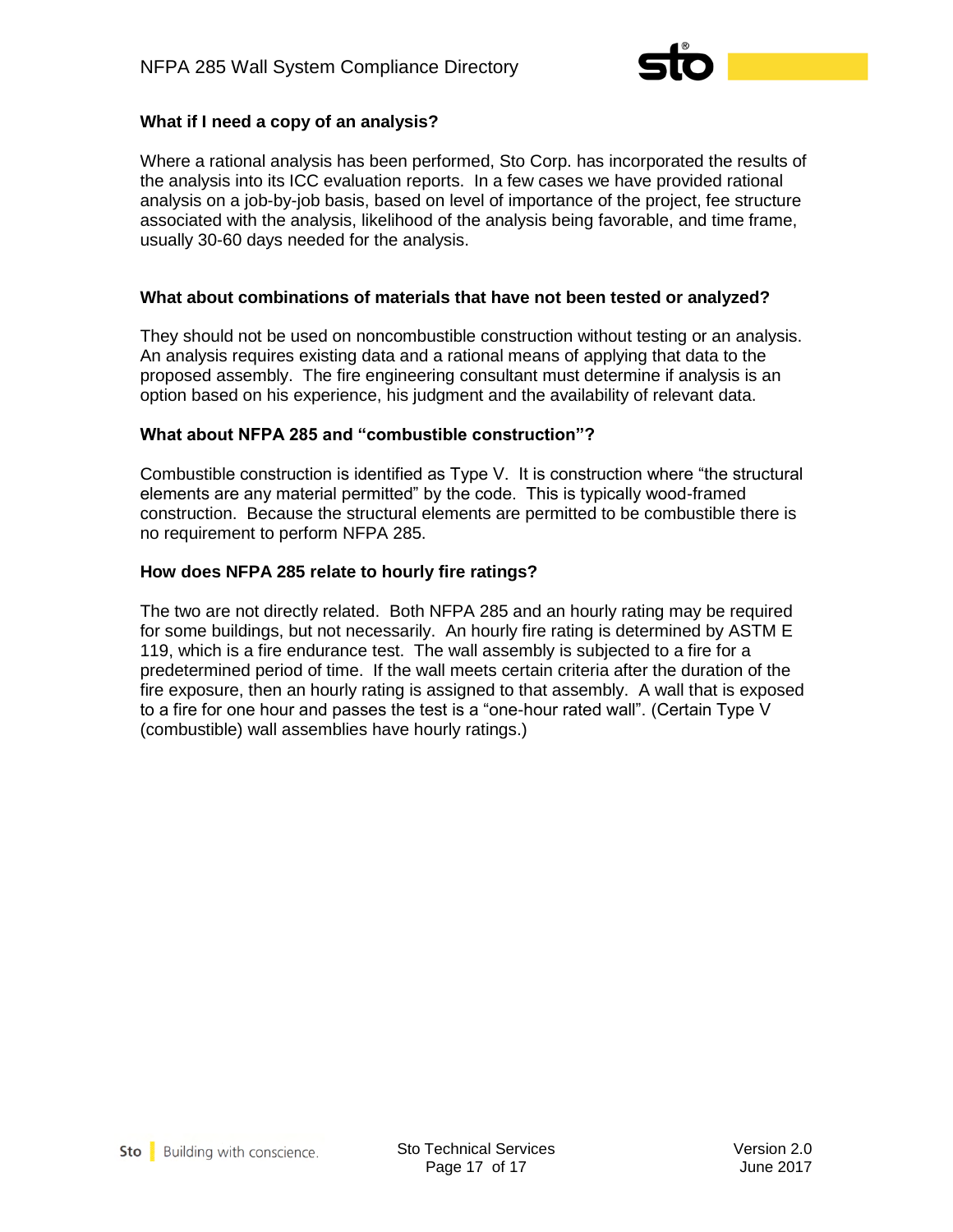### What if I need a copy of an analysis?

Where a rational analysis has been performed, Sto Corp. has incorporated the results of the analysis into its ICC evaluation reports. In a few cases we have provided rational analysis on a job-by-job basis, based on level of importance of the project, fee structure associated with the analysis, likelihood of the analysis being favorable, and time frame, usually 30-60 days needed for the analysis.

### What about combinations of materials that have not been tested or analyzed?

They should not be used on noncombustible construction without testing or an analysis. An analysis requires existing data and a rational means of applying that data to the proposed assembly. The fire engineering consultant must determine if analysis is an option based on his experience, his judgment and the availability of relevant data.

### What about NFPA 285 and "combustible construction"?

Combustible construction is identified as Type V. It is construction where "the structural elements are any material permitted" by the code. This is typically wood-framed construction. Because the structural elements are permitted to be combustible there is no requirement to perform NFPA 285.

### How does NFPA 285 relate to hourly fire ratings?

The two are not directly related. Both NFPA 285 and an hourly rating may be required for some buildings, but not necessarily. An hourly fire rating is determined by ASTM E 119, which is a fire endurance test. The wall assembly is subjected to a fire for a predetermined period of time. If the wall meets certain criteria after the duration of the fire exposure, then an hourly rating is assigned to that assembly. A wall that is exposed to a fire for one hour and passes the test is a "one-hour rated wall". (Certain Type V (combustible) wall assemblies have hourly ratings.)